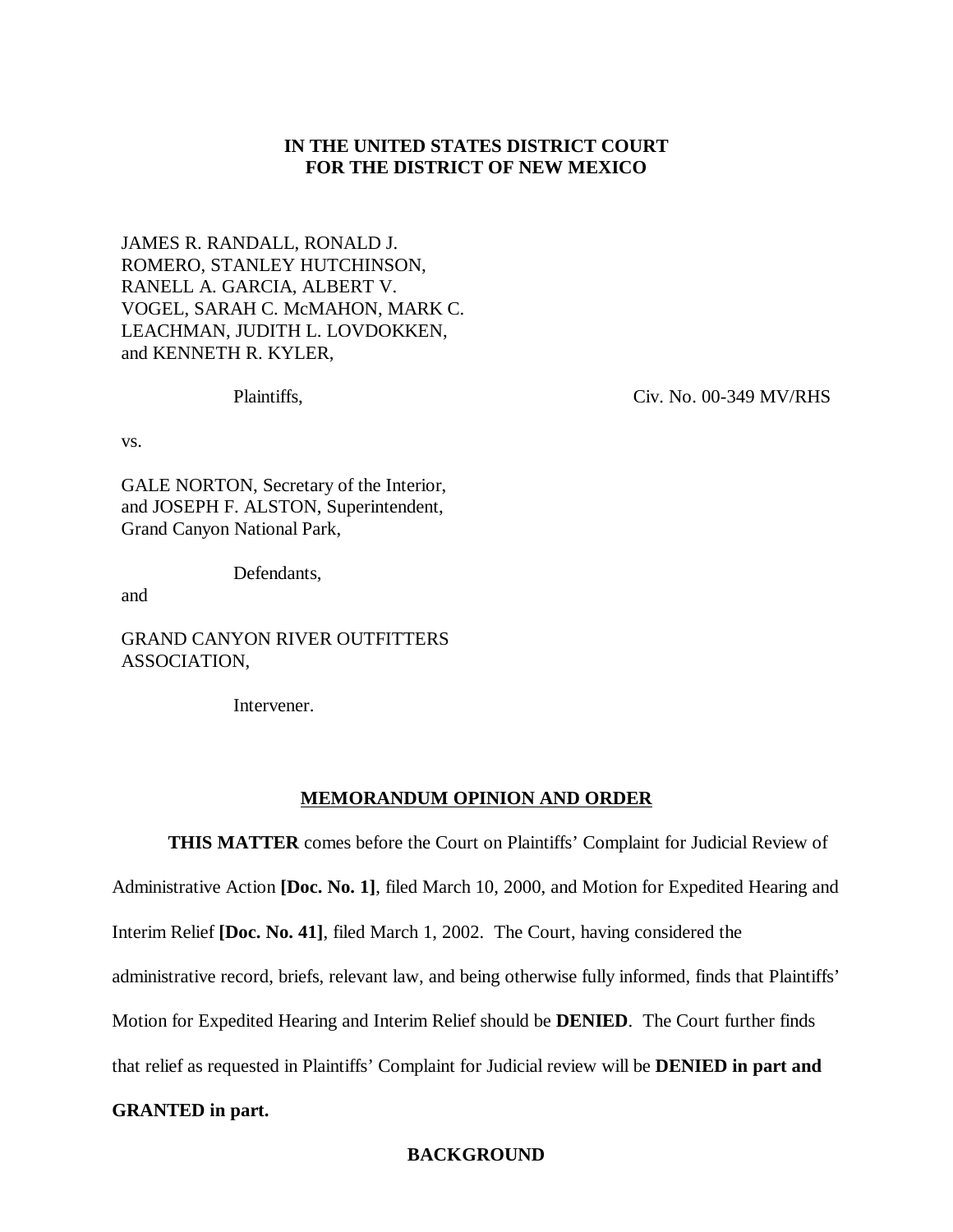**IN THE UNITED STATES DISTRICT COURT**
**FOR THE DISTRICT OF NEW MEXICO**

JAMES R. RANDALL, RONALD J. ROMERO, STANLEY HUTCHINSON, RANELL A. GARCIA, ALBERT V. VOGEL, SARAH C. McMAHON, MARK C. LEACHMAN, JUDITH L. LOVDOKKEN, and KENNETH R. KYLER,

Plaintiffs,

Civ. No. 00-349 MV/RHS

vs.

GALE NORTON, Secretary of the Interior, and JOSEPH F. ALSTON, Superintendent, Grand Canyon National Park,

Defendants,

and

GRAND CANYON RIVER OUTFITTERS ASSOCIATION,

Intervener.

## MEMORANDUM OPINION AND ORDER

**THIS MATTER** comes before the Court on Plaintiffs' Complaint for Judicial Review of Administrative Action **[Doc. No. 1]**, filed March 10, 2000, and Motion for Expedited Hearing and Interim Relief **[Doc. No. 41]**, filed March 1, 2002. The Court, having considered the administrative record, briefs, relevant law, and being otherwise fully informed, finds that Plaintiffs' Motion for Expedited Hearing and Interim Relief should be **DENIED**. The Court further finds that relief as requested in Plaintiffs' Complaint for Judicial review will be **DENIED in part and GRANTED in part.**

## BACKGROUND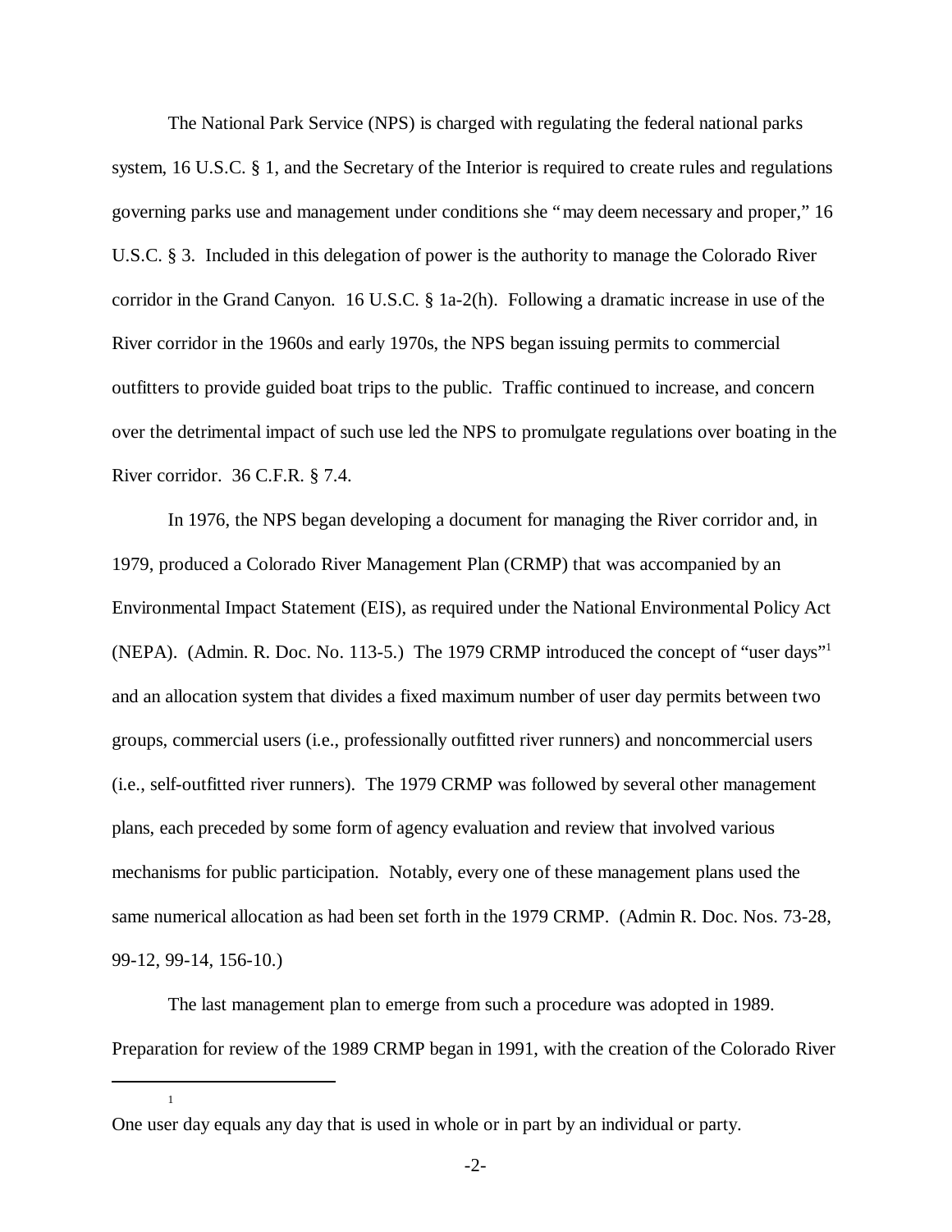The National Park Service (NPS) is charged with regulating the federal national parks system, 16 U.S.C. § 1, and the Secretary of the Interior is required to create rules and regulations governing parks use and management under conditions she "may deem necessary and proper," 16 U.S.C. § 3. Included in this delegation of power is the authority to manage the Colorado River corridor in the Grand Canyon. 16 U.S.C. § 1a-2(h). Following a dramatic increase in use of the River corridor in the 1960s and early 1970s, the NPS began issuing permits to commercial outfitters to provide guided boat trips to the public. Traffic continued to increase, and concern over the detrimental impact of such use led the NPS to promulgate regulations over boating in the River corridor. 36 C.F.R. § 7.4.

In 1976, the NPS began developing a document for managing the River corridor and, in 1979, produced a Colorado River Management Plan (CRMP) that was accompanied by an Environmental Impact Statement (EIS), as required under the National Environmental Policy Act (NEPA). (Admin. R. Doc. No. 113-5.) The 1979 CRMP introduced the concept of "user days"[1] and an allocation system that divides a fixed maximum number of user day permits between two groups, commercial users (i.e., professionally outfitted river runners) and noncommercial users (i.e., self-outfitted river runners). The 1979 CRMP was followed by several other management plans, each preceded by some form of agency evaluation and review that involved various mechanisms for public participation. Notably, every one of these management plans used the same numerical allocation as had been set forth in the 1979 CRMP. (Admin R. Doc. Nos. 73-28, 99-12, 99-14, 156-10.)

The last management plan to emerge from such a procedure was adopted in 1989. Preparation for review of the 1989 CRMP began in 1991, with the creation of the Colorado River

---

[1] One user day equals any day that is used in whole or in part by an individual or party.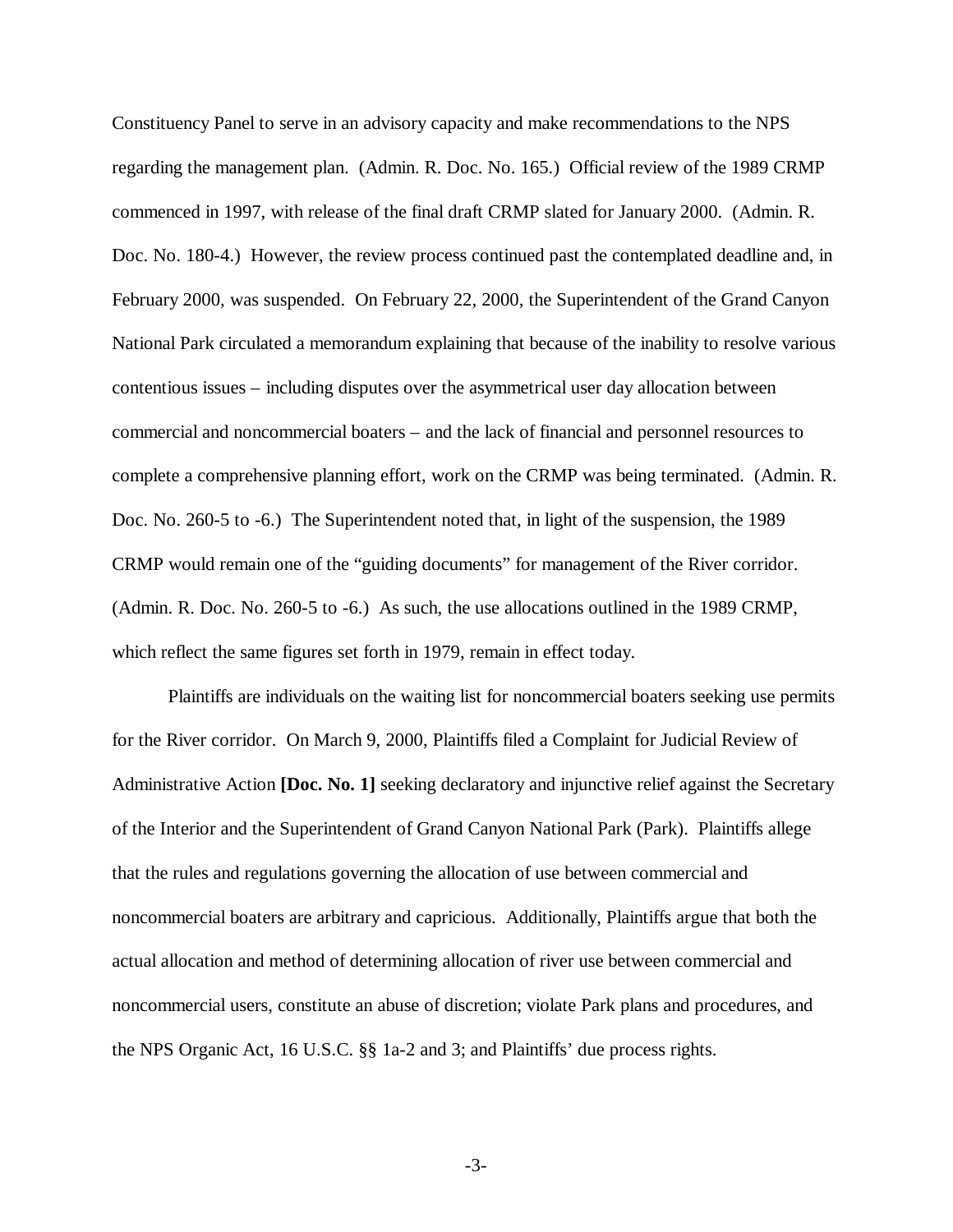Constituency Panel to serve in an advisory capacity and make recommendations to the NPS regarding the management plan. (Admin. R. Doc. No. 165.) Official review of the 1989 CRMP commenced in 1997, with release of the final draft CRMP slated for January 2000. (Admin. R. Doc. No. 180-4.) However, the review process continued past the contemplated deadline and, in February 2000, was suspended. On February 22, 2000, the Superintendent of the Grand Canyon National Park circulated a memorandum explaining that because of the inability to resolve various contentious issues – including disputes over the asymmetrical user day allocation between commercial and noncommercial boaters – and the lack of financial and personnel resources to complete a comprehensive planning effort, work on the CRMP was being terminated. (Admin. R. Doc. No. 260-5 to -6.) The Superintendent noted that, in light of the suspension, the 1989 CRMP would remain one of the "guiding documents" for management of the River corridor. (Admin. R. Doc. No. 260-5 to -6.) As such, the use allocations outlined in the 1989 CRMP, which reflect the same figures set forth in 1979, remain in effect today.

Plaintiffs are individuals on the waiting list for noncommercial boaters seeking use permits for the River corridor. On March 9, 2000, Plaintiffs filed a Complaint for Judicial Review of Administrative Action **[Doc. No. 1]** seeking declaratory and injunctive relief against the Secretary of the Interior and the Superintendent of Grand Canyon National Park (Park). Plaintiffs allege that the rules and regulations governing the allocation of use between commercial and noncommercial boaters are arbitrary and capricious. Additionally, Plaintiffs argue that both the actual allocation and method of determining allocation of river use between commercial and noncommercial users, constitute an abuse of discretion; violate Park plans and procedures, and the NPS Organic Act, 16 U.S.C. §§ 1a-2 and 3; and Plaintiffs' due process rights.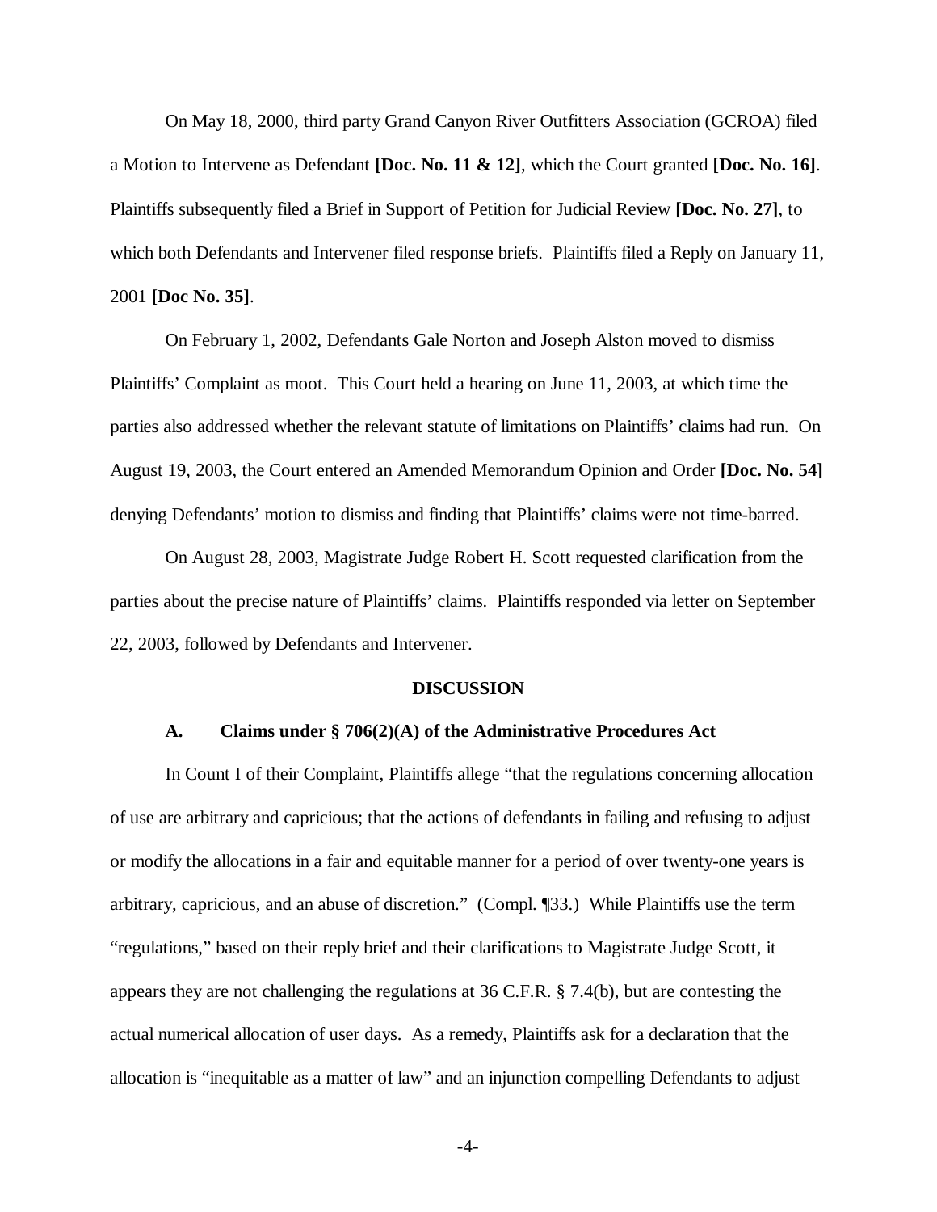On May 18, 2000, third party Grand Canyon River Outfitters Association (GCROA) filed a Motion to Intervene as Defendant **[Doc. No. 11 & 12]**, which the Court granted **[Doc. No. 16]**. Plaintiffs subsequently filed a Brief in Support of Petition for Judicial Review **[Doc. No. 27]**, to which both Defendants and Intervener filed response briefs. Plaintiffs filed a Reply on January 11, 2001 **[Doc No. 35]**.

On February 1, 2002, Defendants Gale Norton and Joseph Alston moved to dismiss Plaintiffs' Complaint as moot. This Court held a hearing on June 11, 2003, at which time the parties also addressed whether the relevant statute of limitations on Plaintiffs' claims had run. On August 19, 2003, the Court entered an Amended Memorandum Opinion and Order **[Doc. No. 54]** denying Defendants' motion to dismiss and finding that Plaintiffs' claims were not time-barred.

On August 28, 2003, Magistrate Judge Robert H. Scott requested clarification from the parties about the precise nature of Plaintiffs' claims. Plaintiffs responded via letter on September 22, 2003, followed by Defendants and Intervener.

## DISCUSSION

### A. Claims under § 706(2)(A) of the Administrative Procedures Act

In Count I of their Complaint, Plaintiffs allege "that the regulations concerning allocation of use are arbitrary and capricious; that the actions of defendants in failing and refusing to adjust or modify the allocations in a fair and equitable manner for a period of over twenty-one years is arbitrary, capricious, and an abuse of discretion." (Compl. ¶33.) While Plaintiffs use the term "regulations," based on their reply brief and their clarifications to Magistrate Judge Scott, it appears they are not challenging the regulations at 36 C.F.R. § 7.4(b), but are contesting the actual numerical allocation of user days. As a remedy, Plaintiffs ask for a declaration that the allocation is "inequitable as a matter of law" and an injunction compelling Defendants to adjust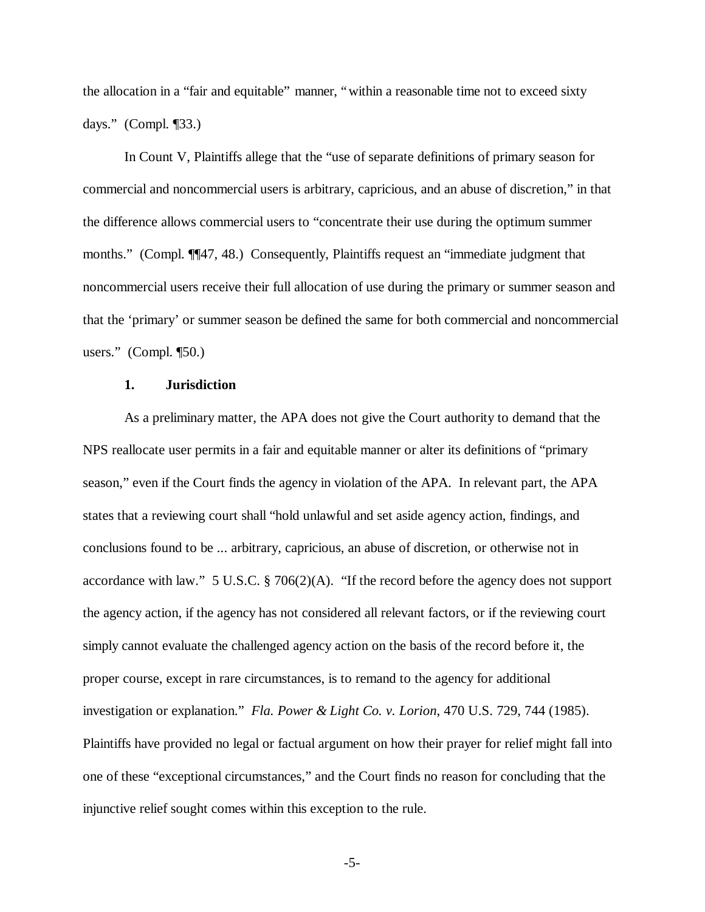the allocation in a "fair and equitable" manner, "within a reasonable time not to exceed sixty days." (Compl. ¶33.)

In Count V, Plaintiffs allege that the "use of separate definitions of primary season for commercial and noncommercial users is arbitrary, capricious, and an abuse of discretion," in that the difference allows commercial users to "concentrate their use during the optimum summer months." (Compl. ¶¶47, 48.) Consequently, Plaintiffs request an "immediate judgment that noncommercial users receive their full allocation of use during the primary or summer season and that the 'primary' or summer season be defined the same for both commercial and noncommercial users." (Compl. ¶50.)

**1. Jurisdiction**

As a preliminary matter, the APA does not give the Court authority to demand that the NPS reallocate user permits in a fair and equitable manner or alter its definitions of "primary season," even if the Court finds the agency in violation of the APA. In relevant part, the APA states that a reviewing court shall "hold unlawful and set aside agency action, findings, and conclusions found to be ... arbitrary, capricious, an abuse of discretion, or otherwise not in accordance with law." 5 U.S.C. § 706(2)(A). "If the record before the agency does not support the agency action, if the agency has not considered all relevant factors, or if the reviewing court simply cannot evaluate the challenged agency action on the basis of the record before it, the proper course, except in rare circumstances, is to remand to the agency for additional investigation or explanation." *Fla. Power & Light Co. v. Lorion*, 470 U.S. 729, 744 (1985). Plaintiffs have provided no legal or factual argument on how their prayer for relief might fall into one of these "exceptional circumstances," and the Court finds no reason for concluding that the injunctive relief sought comes within this exception to the rule.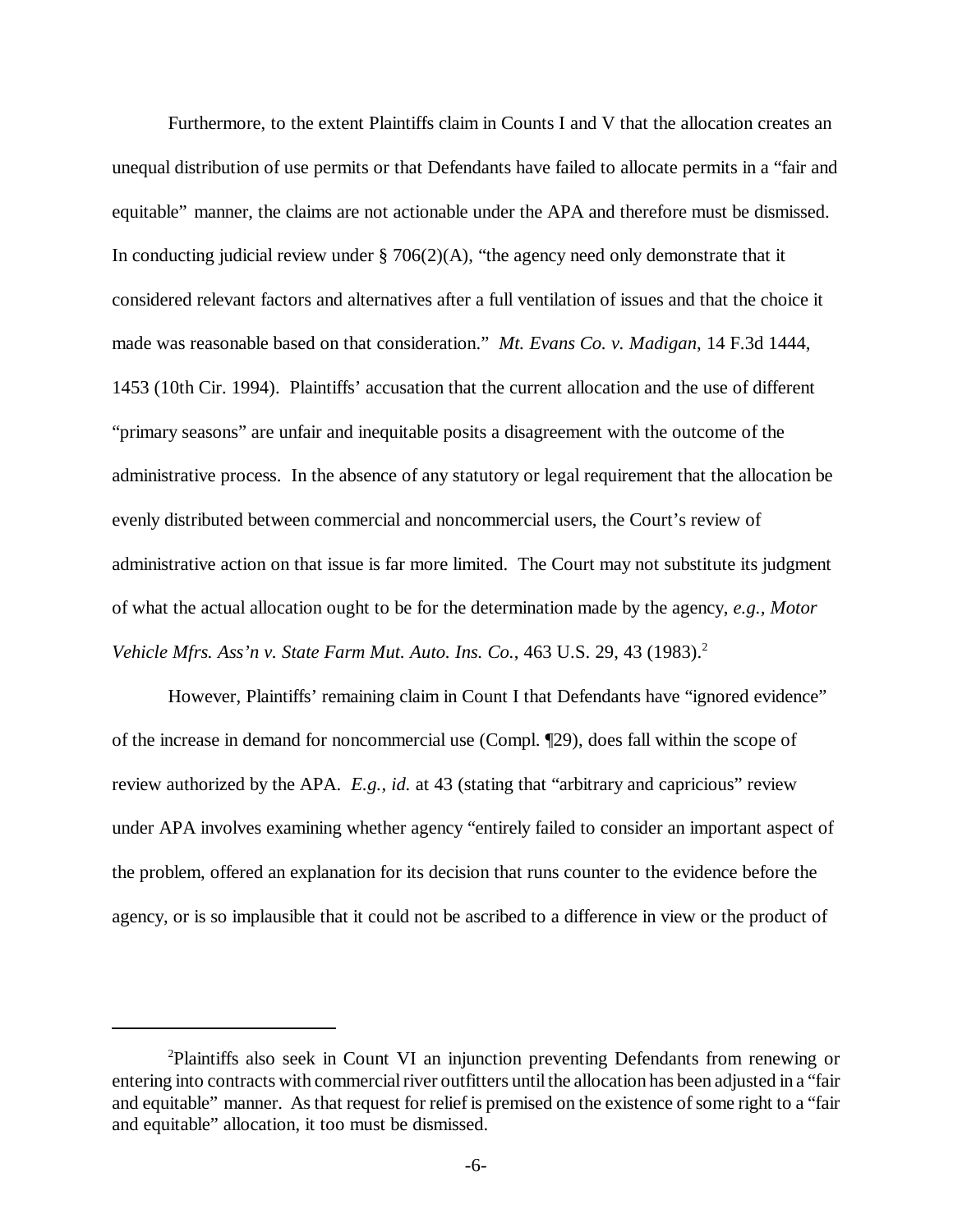Furthermore, to the extent Plaintiffs claim in Counts I and V that the allocation creates an unequal distribution of use permits or that Defendants have failed to allocate permits in a "fair and equitable" manner, the claims are not actionable under the APA and therefore must be dismissed. In conducting judicial review under § 706(2)(A), "the agency need only demonstrate that it considered relevant factors and alternatives after a full ventilation of issues and that the choice it made was reasonable based on that consideration." *Mt. Evans Co. v. Madigan*, 14 F.3d 1444, 1453 (10th Cir. 1994). Plaintiffs' accusation that the current allocation and the use of different "primary seasons" are unfair and inequitable posits a disagreement with the outcome of the administrative process. In the absence of any statutory or legal requirement that the allocation be evenly distributed between commercial and noncommercial users, the Court's review of administrative action on that issue is far more limited. The Court may not substitute its judgment of what the actual allocation ought to be for the determination made by the agency, *e.g., Motor Vehicle Mfrs. Ass'n v. State Farm Mut. Auto. Ins. Co.*, 463 U.S. 29, 43 (1983).[2]

However, Plaintiffs' remaining claim in Count I that Defendants have "ignored evidence" of the increase in demand for noncommercial use (Compl. ¶29), does fall within the scope of review authorized by the APA. *E.g., id.* at 43 (stating that "arbitrary and capricious" review under APA involves examining whether agency "entirely failed to consider an important aspect of the problem, offered an explanation for its decision that runs counter to the evidence before the agency, or is so implausible that it could not be ascribed to a difference in view or the product of

---

[2]Plaintiffs also seek in Count VI an injunction preventing Defendants from renewing or entering into contracts with commercial river outfitters until the allocation has been adjusted in a "fair and equitable" manner. As that request for relief is premised on the existence of some right to a "fair and equitable" allocation, it too must be dismissed.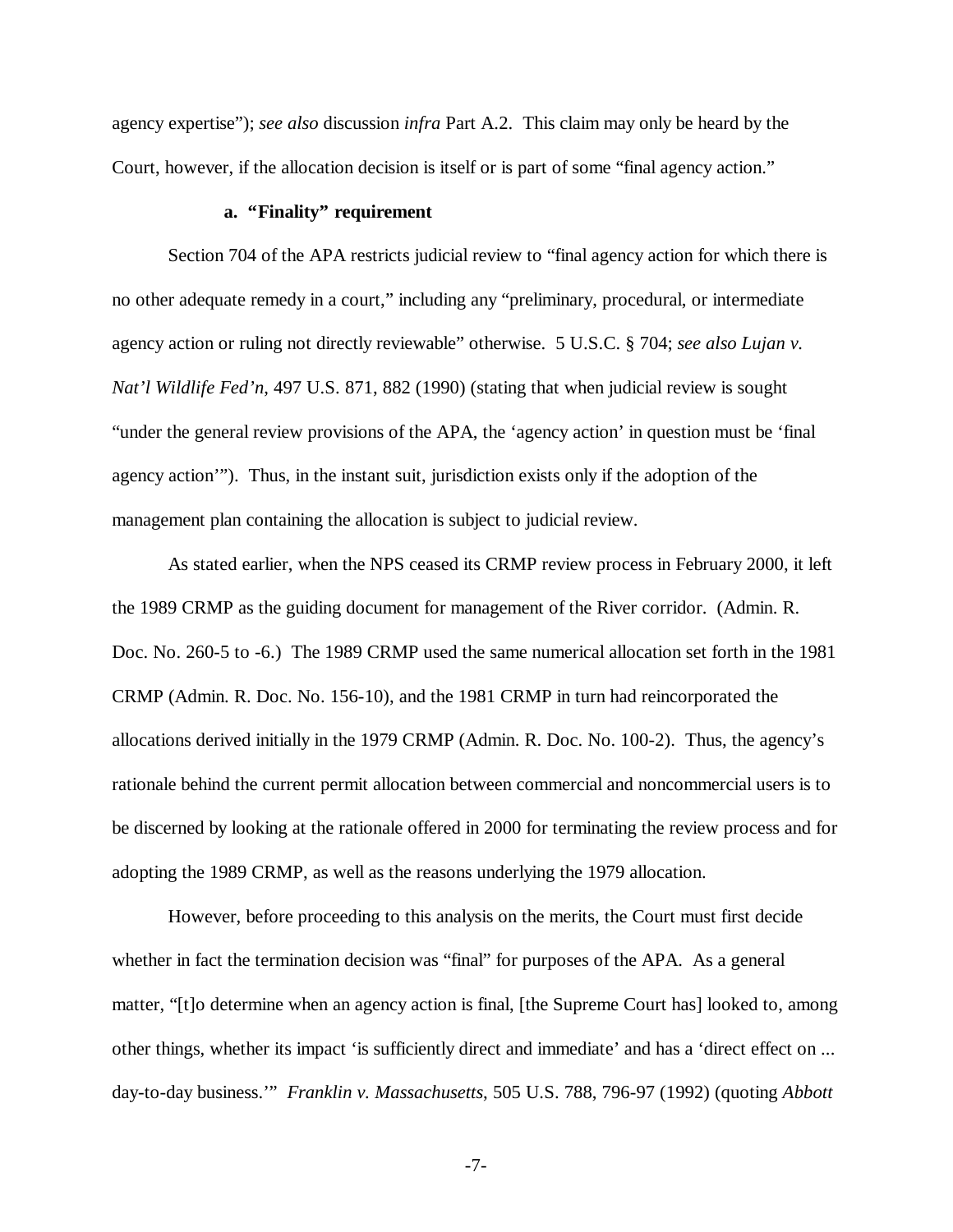agency expertise"); *see also* discussion *infra* Part A.2. This claim may only be heard by the Court, however, if the allocation decision is itself or is part of some "final agency action."

**a. "Finality" requirement**

Section 704 of the APA restricts judicial review to "final agency action for which there is no other adequate remedy in a court," including any "preliminary, procedural, or intermediate agency action or ruling not directly reviewable" otherwise. 5 U.S.C. § 704; *see also Lujan v. Nat'l Wildlife Fed'n*, 497 U.S. 871, 882 (1990) (stating that when judicial review is sought "under the general review provisions of the APA, the 'agency action' in question must be 'final agency action'"). Thus, in the instant suit, jurisdiction exists only if the adoption of the management plan containing the allocation is subject to judicial review.

As stated earlier, when the NPS ceased its CRMP review process in February 2000, it left the 1989 CRMP as the guiding document for management of the River corridor. (Admin. R. Doc. No. 260-5 to -6.) The 1989 CRMP used the same numerical allocation set forth in the 1981 CRMP (Admin. R. Doc. No. 156-10), and the 1981 CRMP in turn had reincorporated the allocations derived initially in the 1979 CRMP (Admin. R. Doc. No. 100-2). Thus, the agency's rationale behind the current permit allocation between commercial and noncommercial users is to be discerned by looking at the rationale offered in 2000 for terminating the review process and for adopting the 1989 CRMP, as well as the reasons underlying the 1979 allocation.

However, before proceeding to this analysis on the merits, the Court must first decide whether in fact the termination decision was "final" for purposes of the APA. As a general matter, "[t]o determine when an agency action is final, [the Supreme Court has] looked to, among other things, whether its impact 'is sufficiently direct and immediate' and has a 'direct effect on ... day-to-day business.'" *Franklin v. Massachusetts*, 505 U.S. 788, 796-97 (1992) (quoting *Abbott*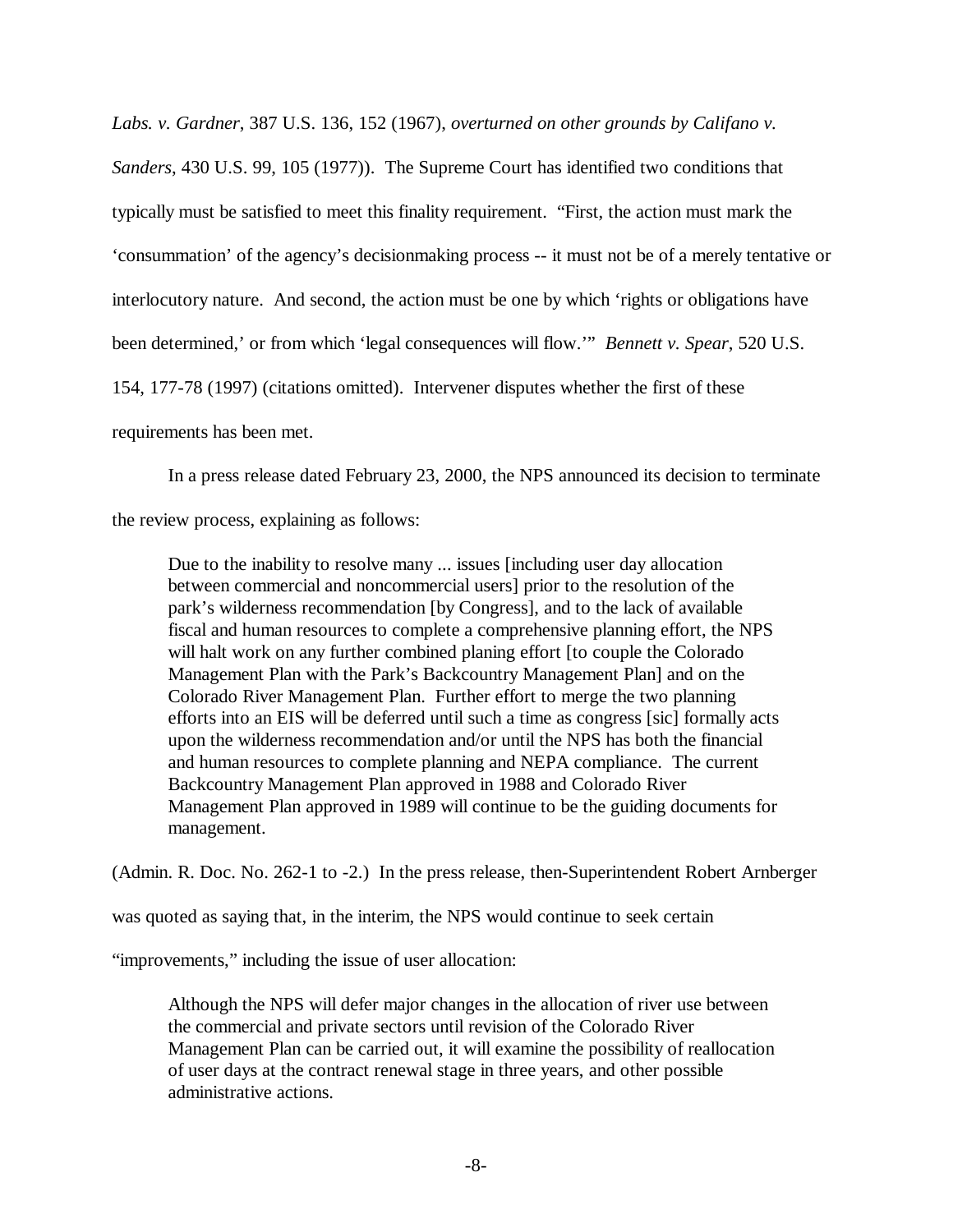*Labs. v. Gardner*, 387 U.S. 136, 152 (1967), *overturned on other grounds by Califano v. Sanders*, 430 U.S. 99, 105 (1977)). The Supreme Court has identified two conditions that typically must be satisfied to meet this finality requirement. "First, the action must mark the 'consummation' of the agency's decisionmaking process -- it must not be of a merely tentative or interlocutory nature. And second, the action must be one by which 'rights or obligations have been determined,' or from which 'legal consequences will flow.'" *Bennett v. Spear*, 520 U.S. 154, 177-78 (1997) (citations omitted). Intervener disputes whether the first of these requirements has been met.

In a press release dated February 23, 2000, the NPS announced its decision to terminate the review process, explaining as follows:

> Due to the inability to resolve many ... issues [including user day allocation between commercial and noncommercial users] prior to the resolution of the park's wilderness recommendation [by Congress], and to the lack of available fiscal and human resources to complete a comprehensive planning effort, the NPS will halt work on any further combined planing effort [to couple the Colorado Management Plan with the Park's Backcountry Management Plan] and on the Colorado River Management Plan. Further effort to merge the two planning efforts into an EIS will be deferred until such a time as congress [sic] formally acts upon the wilderness recommendation and/or until the NPS has both the financial and human resources to complete planning and NEPA compliance. The current Backcountry Management Plan approved in 1988 and Colorado River Management Plan approved in 1989 will continue to be the guiding documents for management.

(Admin. R. Doc. No. 262-1 to -2.) In the press release, then-Superintendent Robert Arnberger was quoted as saying that, in the interim, the NPS would continue to seek certain "improvements," including the issue of user allocation:

> Although the NPS will defer major changes in the allocation of river use between the commercial and private sectors until revision of the Colorado River Management Plan can be carried out, it will examine the possibility of reallocation of user days at the contract renewal stage in three years, and other possible administrative actions.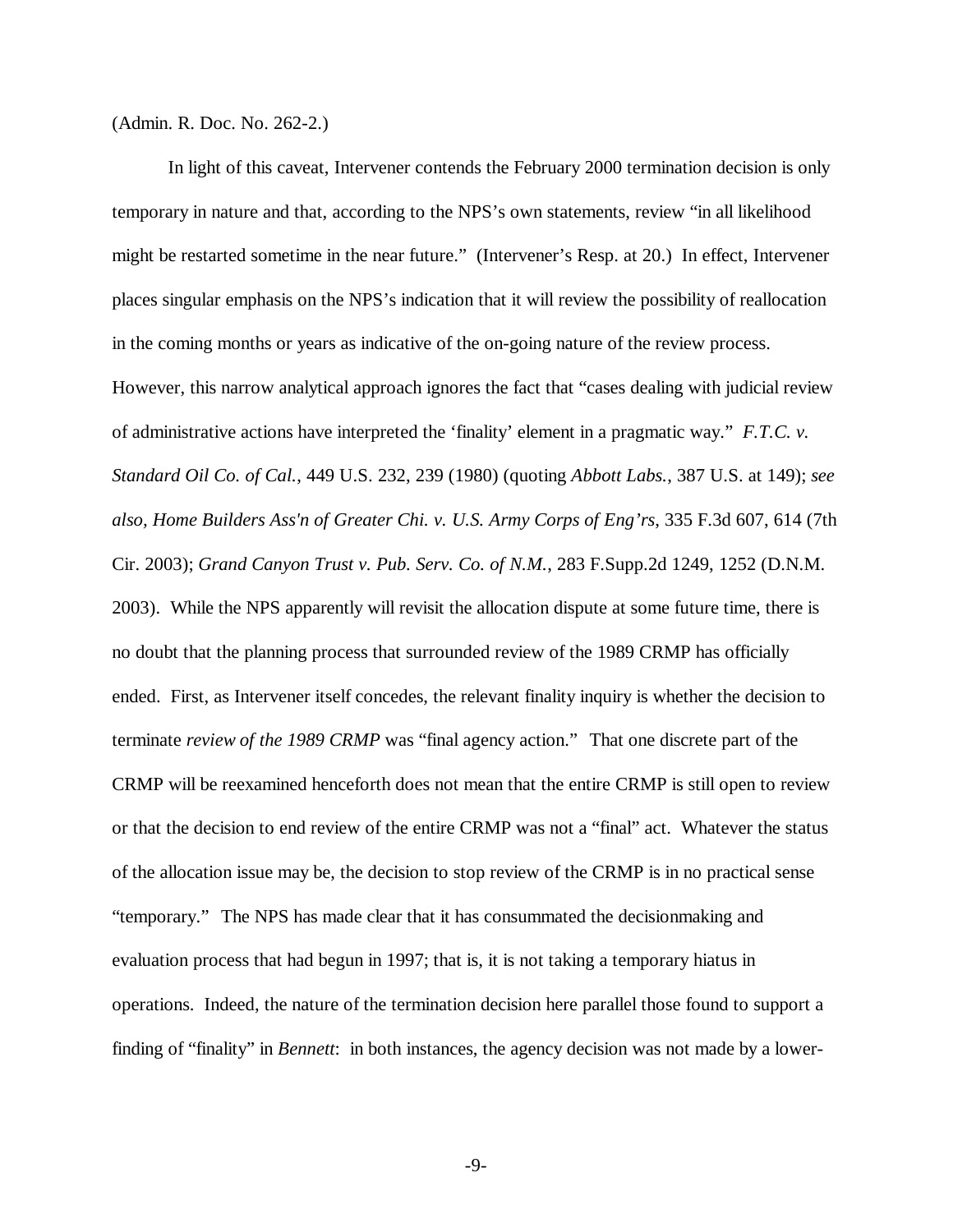(Admin. R. Doc. No. 262-2.)

In light of this caveat, Intervener contends the February 2000 termination decision is only temporary in nature and that, according to the NPS's own statements, review "in all likelihood might be restarted sometime in the near future." (Intervener's Resp. at 20.) In effect, Intervener places singular emphasis on the NPS's indication that it will review the possibility of reallocation in the coming months or years as indicative of the on-going nature of the review process. However, this narrow analytical approach ignores the fact that "cases dealing with judicial review of administrative actions have interpreted the 'finality' element in a pragmatic way." *F.T.C. v. Standard Oil Co. of Cal.*, 449 U.S. 232, 239 (1980) (quoting *Abbott Labs.*, 387 U.S. at 149); *see also, Home Builders Ass'n of Greater Chi. v. U.S. Army Corps of Eng'rs*, 335 F.3d 607, 614 (7th Cir. 2003); *Grand Canyon Trust v. Pub. Serv. Co. of N.M.*, 283 F.Supp.2d 1249, 1252 (D.N.M. 2003). While the NPS apparently will revisit the allocation dispute at some future time, there is no doubt that the planning process that surrounded review of the 1989 CRMP has officially ended. First, as Intervener itself concedes, the relevant finality inquiry is whether the decision to terminate *review of the 1989 CRMP* was "final agency action." That one discrete part of the CRMP will be reexamined henceforth does not mean that the entire CRMP is still open to review or that the decision to end review of the entire CRMP was not a "final" act. Whatever the status of the allocation issue may be, the decision to stop review of the CRMP is in no practical sense "temporary." The NPS has made clear that it has consummated the decisionmaking and evaluation process that had begun in 1997; that is, it is not taking a temporary hiatus in operations. Indeed, the nature of the termination decision here parallel those found to support a finding of "finality" in *Bennett*: in both instances, the agency decision was not made by a lower-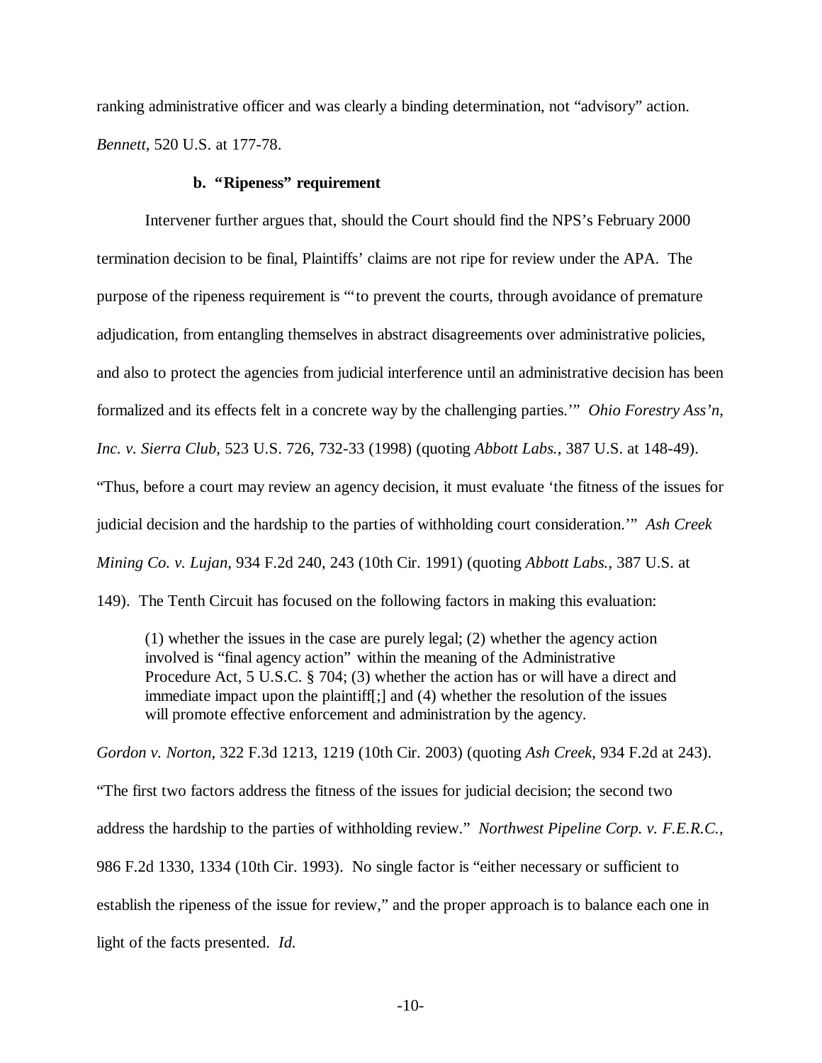ranking administrative officer and was clearly a binding determination, not "advisory" action. *Bennett*, 520 U.S. at 177-78.

**b. "Ripeness" requirement**

Intervener further argues that, should the Court should find the NPS's February 2000 termination decision to be final, Plaintiffs' claims are not ripe for review under the APA. The purpose of the ripeness requirement is "'to prevent the courts, through avoidance of premature adjudication, from entangling themselves in abstract disagreements over administrative policies, and also to protect the agencies from judicial interference until an administrative decision has been formalized and its effects felt in a concrete way by the challenging parties.'" *Ohio Forestry Ass'n, Inc. v. Sierra Club*, 523 U.S. 726, 732-33 (1998) (quoting *Abbott Labs.*, 387 U.S. at 148-49). "Thus, before a court may review an agency decision, it must evaluate 'the fitness of the issues for judicial decision and the hardship to the parties of withholding court consideration.'" *Ash Creek Mining Co. v. Lujan*, 934 F.2d 240, 243 (10th Cir. 1991) (quoting *Abbott Labs.*, 387 U.S. at 149). The Tenth Circuit has focused on the following factors in making this evaluation:

> (1) whether the issues in the case are purely legal; (2) whether the agency action involved is "final agency action" within the meaning of the Administrative Procedure Act, 5 U.S.C. § 704; (3) whether the action has or will have a direct and immediate impact upon the plaintiff[;] and (4) whether the resolution of the issues will promote effective enforcement and administration by the agency.

*Gordon v. Norton*, 322 F.3d 1213, 1219 (10th Cir. 2003) (quoting *Ash Creek*, 934 F.2d at 243). "The first two factors address the fitness of the issues for judicial decision; the second two address the hardship to the parties of withholding review." *Northwest Pipeline Corp. v. F.E.R.C.*, 986 F.2d 1330, 1334 (10th Cir. 1993). No single factor is "either necessary or sufficient to establish the ripeness of the issue for review," and the proper approach is to balance each one in light of the facts presented. *Id.*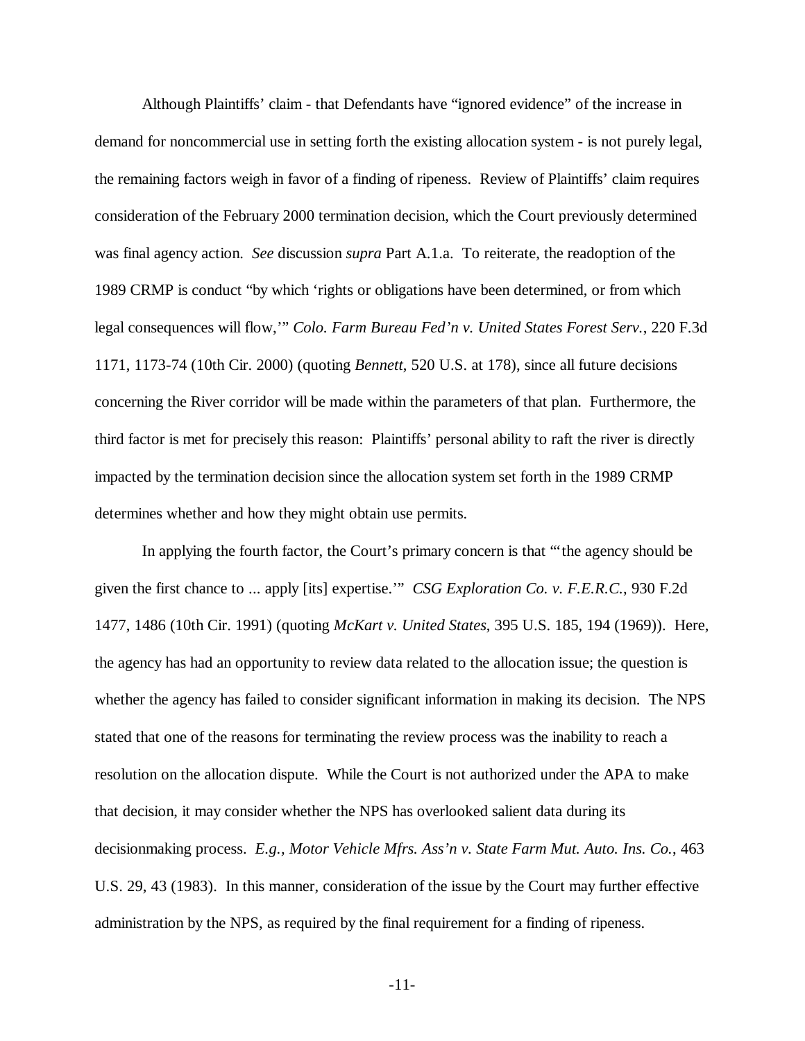Although Plaintiffs' claim - that Defendants have "ignored evidence" of the increase in demand for noncommercial use in setting forth the existing allocation system - is not purely legal, the remaining factors weigh in favor of a finding of ripeness. Review of Plaintiffs' claim requires consideration of the February 2000 termination decision, which the Court previously determined was final agency action. *See* discussion *supra* Part A.1.a. To reiterate, the readoption of the 1989 CRMP is conduct "by which 'rights or obligations have been determined, or from which legal consequences will flow,'" *Colo. Farm Bureau Fed'n v. United States Forest Serv.*, 220 F.3d 1171, 1173-74 (10th Cir. 2000) (quoting *Bennett*, 520 U.S. at 178), since all future decisions concerning the River corridor will be made within the parameters of that plan. Furthermore, the third factor is met for precisely this reason: Plaintiffs' personal ability to raft the river is directly impacted by the termination decision since the allocation system set forth in the 1989 CRMP determines whether and how they might obtain use permits.

In applying the fourth factor, the Court's primary concern is that "'the agency should be given the first chance to ... apply [its] expertise.'" *CSG Exploration Co. v. F.E.R.C.*, 930 F.2d 1477, 1486 (10th Cir. 1991) (quoting *McKart v. United States*, 395 U.S. 185, 194 (1969)). Here, the agency has had an opportunity to review data related to the allocation issue; the question is whether the agency has failed to consider significant information in making its decision. The NPS stated that one of the reasons for terminating the review process was the inability to reach a resolution on the allocation dispute. While the Court is not authorized under the APA to make that decision, it may consider whether the NPS has overlooked salient data during its decisionmaking process. *E.g., Motor Vehicle Mfrs. Ass'n v. State Farm Mut. Auto. Ins. Co.*, 463 U.S. 29, 43 (1983). In this manner, consideration of the issue by the Court may further effective administration by the NPS, as required by the final requirement for a finding of ripeness.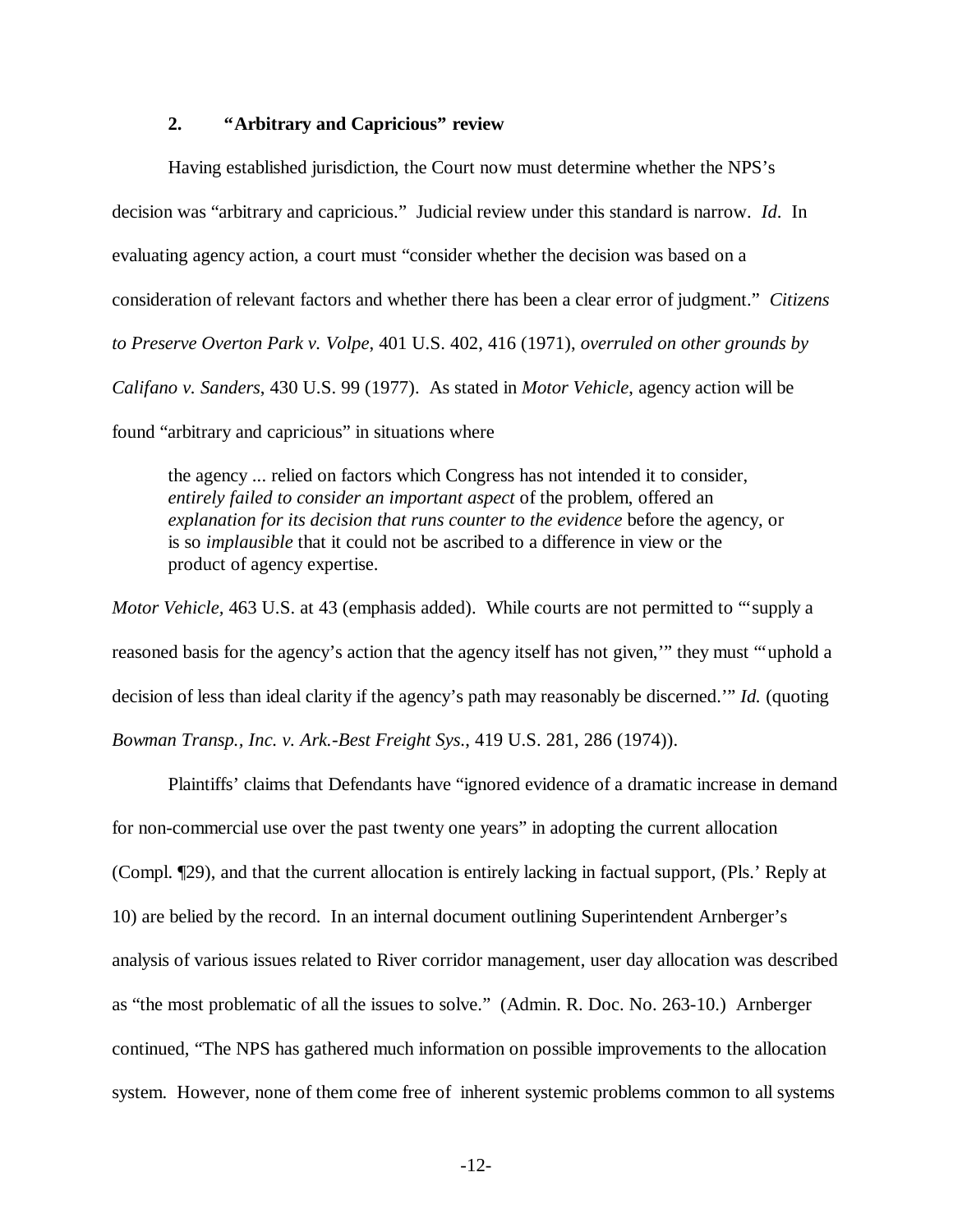### 2. "Arbitrary and Capricious" review

Having established jurisdiction, the Court now must determine whether the NPS's decision was "arbitrary and capricious." Judicial review under this standard is narrow. *Id*. In evaluating agency action, a court must "consider whether the decision was based on a consideration of relevant factors and whether there has been a clear error of judgment." *Citizens to Preserve Overton Park v. Volpe*, 401 U.S. 402, 416 (1971), *overruled on other grounds by Califano v. Sanders*, 430 U.S. 99 (1977). As stated in *Motor Vehicle*, agency action will be found "arbitrary and capricious" in situations where

> the agency ... relied on factors which Congress has not intended it to consider, *entirely failed to consider an important aspect* of the problem, offered an *explanation for its decision that runs counter to the evidence* before the agency, or is so *implausible* that it could not be ascribed to a difference in view or the product of agency expertise.

*Motor Vehicle*, 463 U.S. at 43 (emphasis added). While courts are not permitted to "'supply a reasoned basis for the agency's action that the agency itself has not given,'" they must "'uphold a decision of less than ideal clarity if the agency's path may reasonably be discerned.'" *Id.* (quoting *Bowman Transp., Inc. v. Ark.-Best Freight Sys.*, 419 U.S. 281, 286 (1974)).

Plaintiffs' claims that Defendants have "ignored evidence of a dramatic increase in demand for non-commercial use over the past twenty one years" in adopting the current allocation (Compl. ¶29), and that the current allocation is entirely lacking in factual support, (Pls.' Reply at 10) are belied by the record. In an internal document outlining Superintendent Arnberger's analysis of various issues related to River corridor management, user day allocation was described as "the most problematic of all the issues to solve." (Admin. R. Doc. No. 263-10.) Arnberger continued, "The NPS has gathered much information on possible improvements to the allocation system. However, none of them come free of inherent systemic problems common to all systems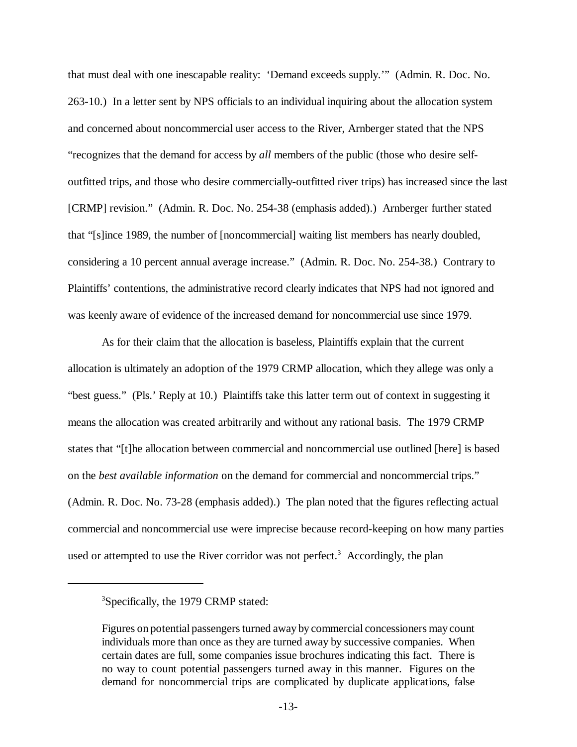that must deal with one inescapable reality: 'Demand exceeds supply.'" (Admin. R. Doc. No. 263-10.) In a letter sent by NPS officials to an individual inquiring about the allocation system and concerned about noncommercial user access to the River, Arnberger stated that the NPS "recognizes that the demand for access by *all* members of the public (those who desire self-outfitted trips, and those who desire commercially-outfitted river trips) has increased since the last [CRMP] revision." (Admin. R. Doc. No. 254-38 (emphasis added).) Arnberger further stated that "[s]ince 1989, the number of [noncommercial] waiting list members has nearly doubled, considering a 10 percent annual average increase." (Admin. R. Doc. No. 254-38.) Contrary to Plaintiffs' contentions, the administrative record clearly indicates that NPS had not ignored and was keenly aware of evidence of the increased demand for noncommercial use since 1979.

As for their claim that the allocation is baseless, Plaintiffs explain that the current allocation is ultimately an adoption of the 1979 CRMP allocation, which they allege was only a "best guess." (Pls.' Reply at 10.) Plaintiffs take this latter term out of context in suggesting it means the allocation was created arbitrarily and without any rational basis. The 1979 CRMP states that "[t]he allocation between commercial and noncommercial use outlined [here] is based on the *best available information* on the demand for commercial and noncommercial trips." (Admin. R. Doc. No. 73-28 (emphasis added).) The plan noted that the figures reflecting actual commercial and noncommercial use were imprecise because record-keeping on how many parties used or attempted to use the River corridor was not perfect.[3] Accordingly, the plan

---

[3]Specifically, the 1979 CRMP stated:

> Figures on potential passengers turned away by commercial concessioners may count individuals more than once as they are turned away by successive companies. When certain dates are full, some companies issue brochures indicating this fact. There is no way to count potential passengers turned away in this manner. Figures on the demand for noncommercial trips are complicated by duplicate applications, false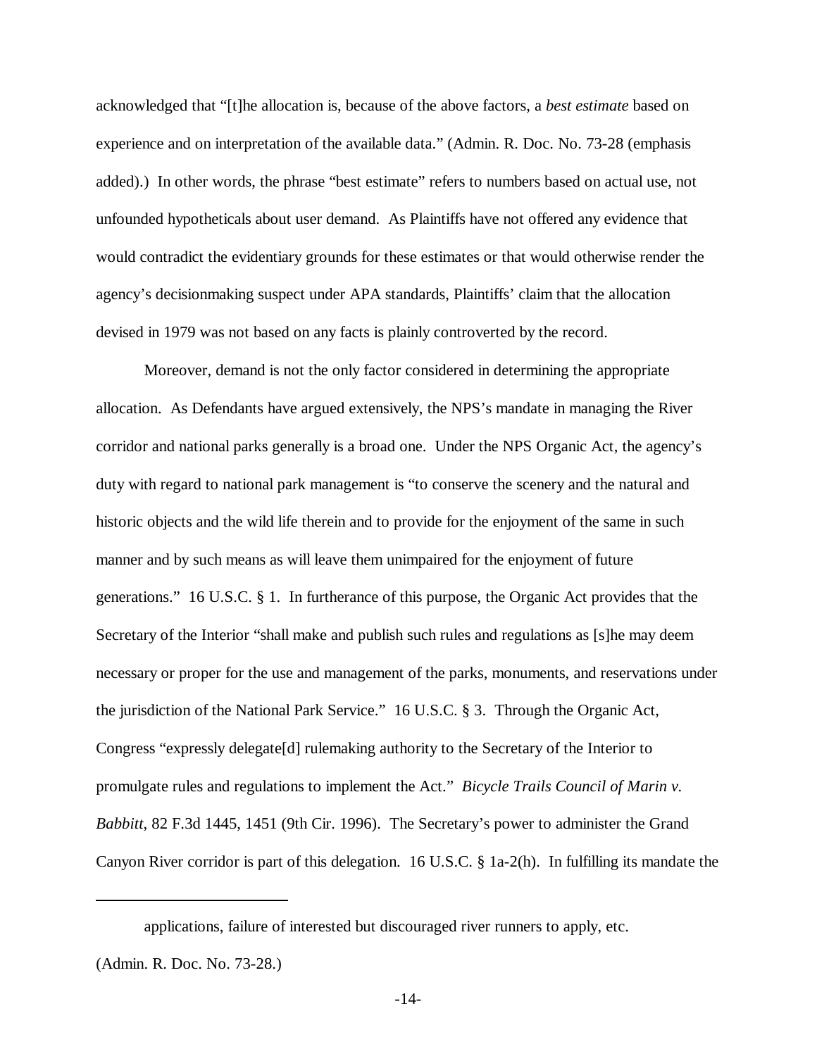acknowledged that "[t]he allocation is, because of the above factors, a *best estimate* based on experience and on interpretation of the available data." (Admin. R. Doc. No. 73-28 (emphasis added).) In other words, the phrase "best estimate" refers to numbers based on actual use, not unfounded hypotheticals about user demand. As Plaintiffs have not offered any evidence that would contradict the evidentiary grounds for these estimates or that would otherwise render the agency's decisionmaking suspect under APA standards, Plaintiffs' claim that the allocation devised in 1979 was not based on any facts is plainly controverted by the record.

Moreover, demand is not the only factor considered in determining the appropriate allocation. As Defendants have argued extensively, the NPS's mandate in managing the River corridor and national parks generally is a broad one. Under the NPS Organic Act, the agency's duty with regard to national park management is "to conserve the scenery and the natural and historic objects and the wild life therein and to provide for the enjoyment of the same in such manner and by such means as will leave them unimpaired for the enjoyment of future generations." 16 U.S.C. § 1. In furtherance of this purpose, the Organic Act provides that the Secretary of the Interior "shall make and publish such rules and regulations as [s]he may deem necessary or proper for the use and management of the parks, monuments, and reservations under the jurisdiction of the National Park Service." 16 U.S.C. § 3. Through the Organic Act, Congress "expressly delegate[d] rulemaking authority to the Secretary of the Interior to promulgate rules and regulations to implement the Act." *Bicycle Trails Council of Marin v. Babbitt*, 82 F.3d 1445, 1451 (9th Cir. 1996). The Secretary's power to administer the Grand Canyon River corridor is part of this delegation. 16 U.S.C. § 1a-2(h). In fulfilling its mandate the

---

applications, failure of interested but discouraged river runners to apply, etc. (Admin. R. Doc. No. 73-28.)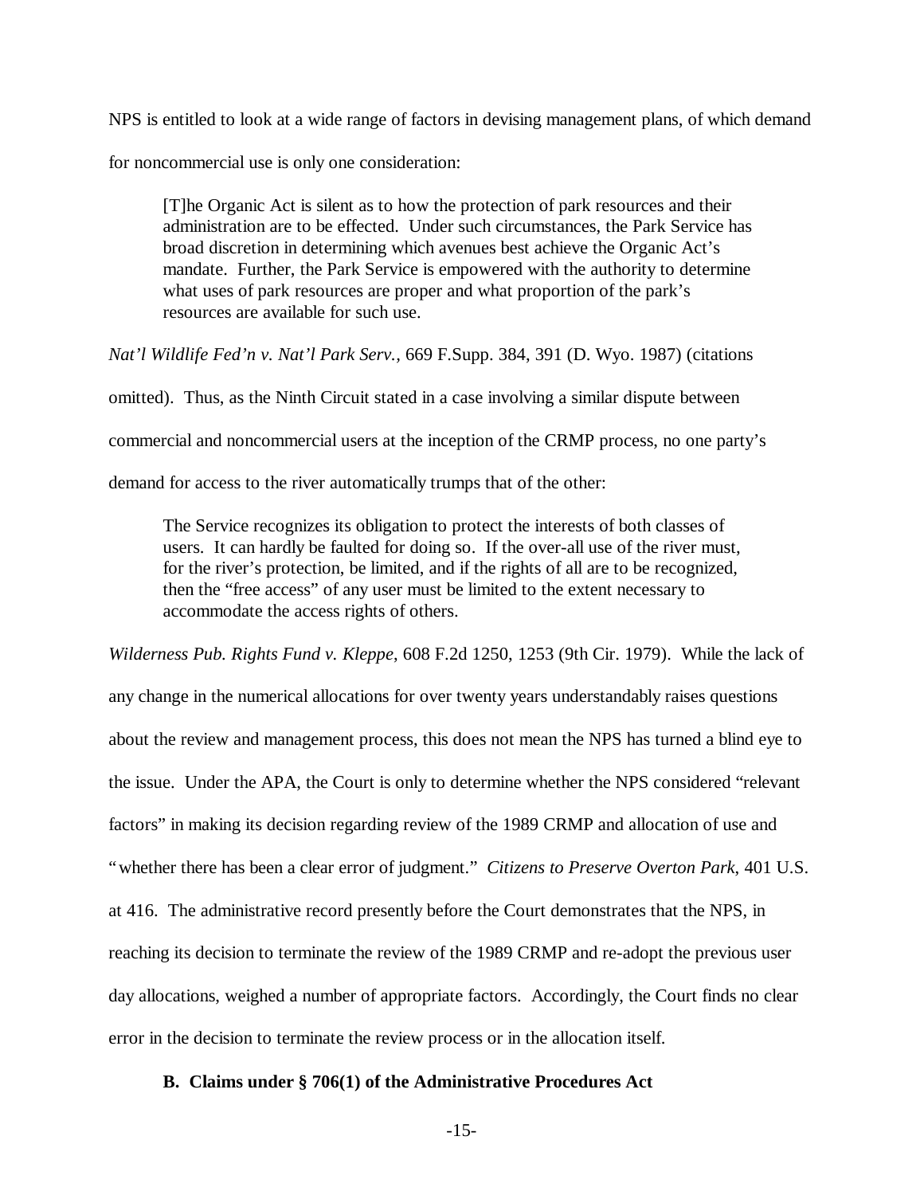NPS is entitled to look at a wide range of factors in devising management plans, of which demand for noncommercial use is only one consideration:

> [T]he Organic Act is silent as to how the protection of park resources and their administration are to be effected. Under such circumstances, the Park Service has broad discretion in determining which avenues best achieve the Organic Act's mandate. Further, the Park Service is empowered with the authority to determine what uses of park resources are proper and what proportion of the park's resources are available for such use.

*Nat'l Wildlife Fed'n v. Nat'l Park Serv.,* 669 F.Supp. 384, 391 (D. Wyo. 1987) (citations omitted). Thus, as the Ninth Circuit stated in a case involving a similar dispute between commercial and noncommercial users at the inception of the CRMP process, no one party's demand for access to the river automatically trumps that of the other:

> The Service recognizes its obligation to protect the interests of both classes of users. It can hardly be faulted for doing so. If the over-all use of the river must, for the river's protection, be limited, and if the rights of all are to be recognized, then the "free access" of any user must be limited to the extent necessary to accommodate the access rights of others.

*Wilderness Pub. Rights Fund v. Kleppe*, 608 F.2d 1250, 1253 (9th Cir. 1979). While the lack of any change in the numerical allocations for over twenty years understandably raises questions about the review and management process, this does not mean the NPS has turned a blind eye to the issue. Under the APA, the Court is only to determine whether the NPS considered "relevant factors" in making its decision regarding review of the 1989 CRMP and allocation of use and "whether there has been a clear error of judgment." *Citizens to Preserve Overton Park*, 401 U.S. at 416. The administrative record presently before the Court demonstrates that the NPS, in reaching its decision to terminate the review of the 1989 CRMP and re-adopt the previous user day allocations, weighed a number of appropriate factors. Accordingly, the Court finds no clear error in the decision to terminate the review process or in the allocation itself.

### B. Claims under § 706(1) of the Administrative Procedures Act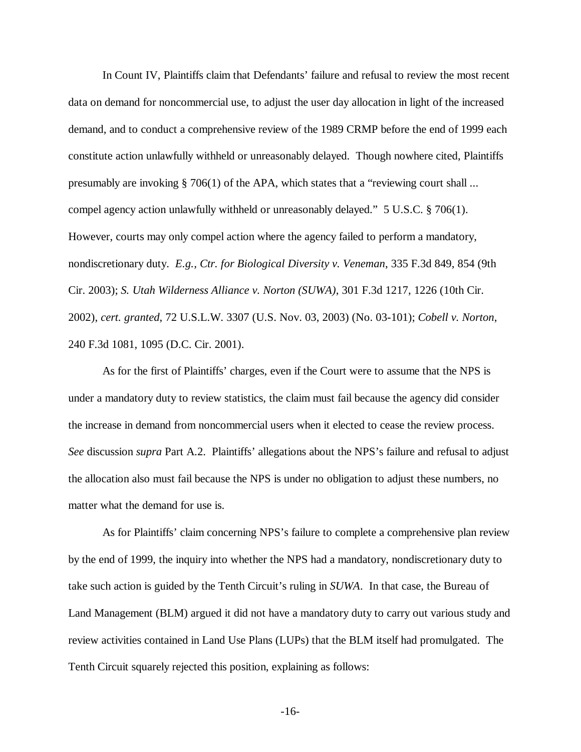In Count IV, Plaintiffs claim that Defendants' failure and refusal to review the most recent data on demand for noncommercial use, to adjust the user day allocation in light of the increased demand, and to conduct a comprehensive review of the 1989 CRMP before the end of 1999 each constitute action unlawfully withheld or unreasonably delayed. Though nowhere cited, Plaintiffs presumably are invoking § 706(1) of the APA, which states that a "reviewing court shall ... compel agency action unlawfully withheld or unreasonably delayed." 5 U.S.C. § 706(1). However, courts may only compel action where the agency failed to perform a mandatory, nondiscretionary duty. *E.g.*, *Ctr. for Biological Diversity v. Veneman*, 335 F.3d 849, 854 (9th Cir. 2003); *S. Utah Wilderness Alliance v. Norton (SUWA)*, 301 F.3d 1217, 1226 (10th Cir. 2002), *cert. granted*, 72 U.S.L.W. 3307 (U.S. Nov. 03, 2003) (No. 03-101); *Cobell v. Norton*, 240 F.3d 1081, 1095 (D.C. Cir. 2001).

As for the first of Plaintiffs' charges, even if the Court were to assume that the NPS is under a mandatory duty to review statistics, the claim must fail because the agency did consider the increase in demand from noncommercial users when it elected to cease the review process. *See* discussion *supra* Part A.2. Plaintiffs' allegations about the NPS's failure and refusal to adjust the allocation also must fail because the NPS is under no obligation to adjust these numbers, no matter what the demand for use is.

As for Plaintiffs' claim concerning NPS's failure to complete a comprehensive plan review by the end of 1999, the inquiry into whether the NPS had a mandatory, nondiscretionary duty to take such action is guided by the Tenth Circuit's ruling in *SUWA*. In that case, the Bureau of Land Management (BLM) argued it did not have a mandatory duty to carry out various study and review activities contained in Land Use Plans (LUPs) that the BLM itself had promulgated. The Tenth Circuit squarely rejected this position, explaining as follows: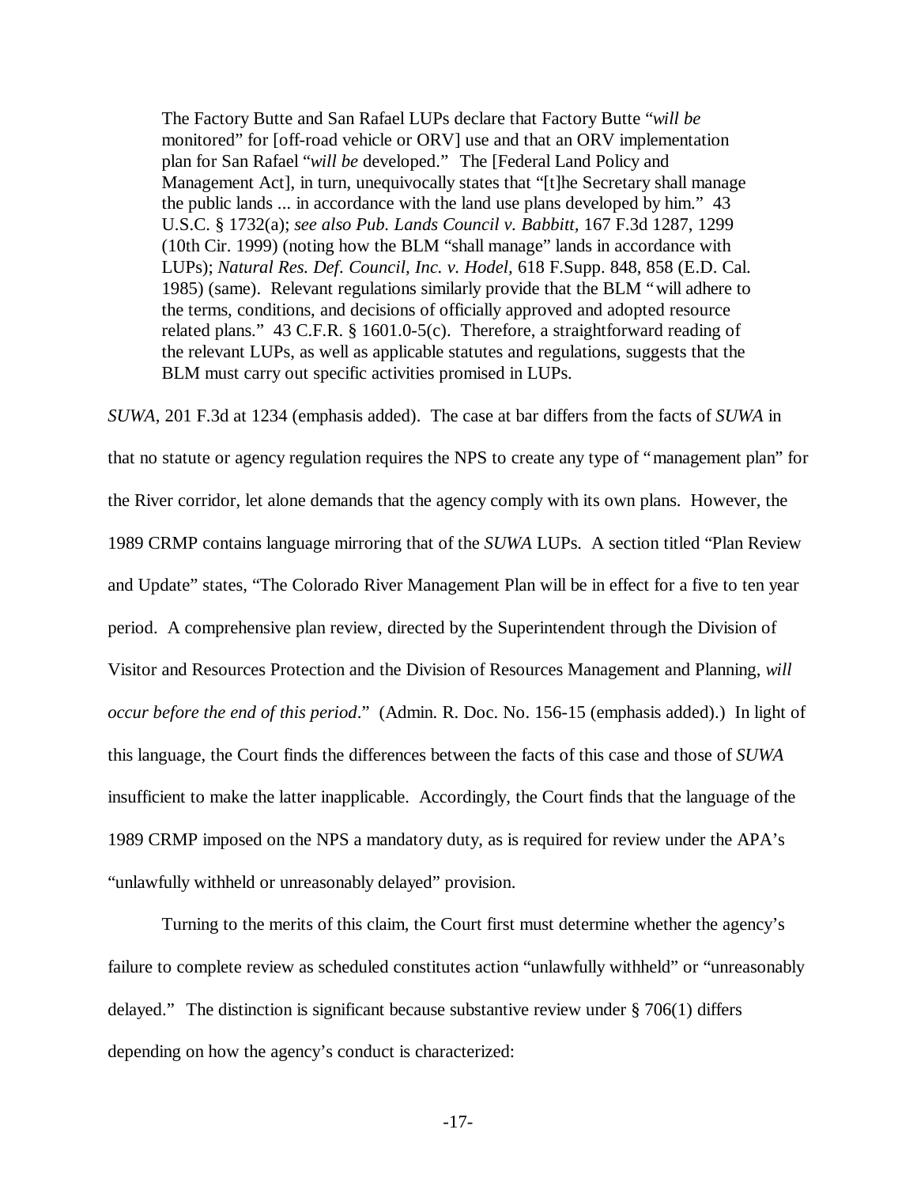> The Factory Butte and San Rafael LUPs declare that Factory Butte "*will be* monitored" for [off-road vehicle or ORV] use and that an ORV implementation plan for San Rafael "*will be* developed." The [Federal Land Policy and Management Act], in turn, unequivocally states that "[t]he Secretary shall manage the public lands ... in accordance with the land use plans developed by him." 43 U.S.C. § 1732(a); *see also Pub. Lands Council v. Babbitt*, 167 F.3d 1287, 1299 (10th Cir. 1999) (noting how the BLM "shall manage" lands in accordance with LUPs); *Natural Res. Def. Council, Inc. v. Hodel*, 618 F.Supp. 848, 858 (E.D. Cal. 1985) (same). Relevant regulations similarly provide that the BLM "will adhere to the terms, conditions, and decisions of officially approved and adopted resource related plans." 43 C.F.R. § 1601.0-5(c). Therefore, a straightforward reading of the relevant LUPs, as well as applicable statutes and regulations, suggests that the BLM must carry out specific activities promised in LUPs.

*SUWA*, 201 F.3d at 1234 (emphasis added). The case at bar differs from the facts of *SUWA* in that no statute or agency regulation requires the NPS to create any type of "management plan" for the River corridor, let alone demands that the agency comply with its own plans. However, the 1989 CRMP contains language mirroring that of the *SUWA* LUPs. A section titled "Plan Review and Update" states, "The Colorado River Management Plan will be in effect for a five to ten year period. A comprehensive plan review, directed by the Superintendent through the Division of Visitor and Resources Protection and the Division of Resources Management and Planning, *will occur before the end of this period*." (Admin. R. Doc. No. 156-15 (emphasis added).) In light of this language, the Court finds the differences between the facts of this case and those of *SUWA* insufficient to make the latter inapplicable. Accordingly, the Court finds that the language of the 1989 CRMP imposed on the NPS a mandatory duty, as is required for review under the APA's "unlawfully withheld or unreasonably delayed" provision.

Turning to the merits of this claim, the Court first must determine whether the agency's failure to complete review as scheduled constitutes action "unlawfully withheld" or "unreasonably delayed." The distinction is significant because substantive review under § 706(1) differs depending on how the agency's conduct is characterized: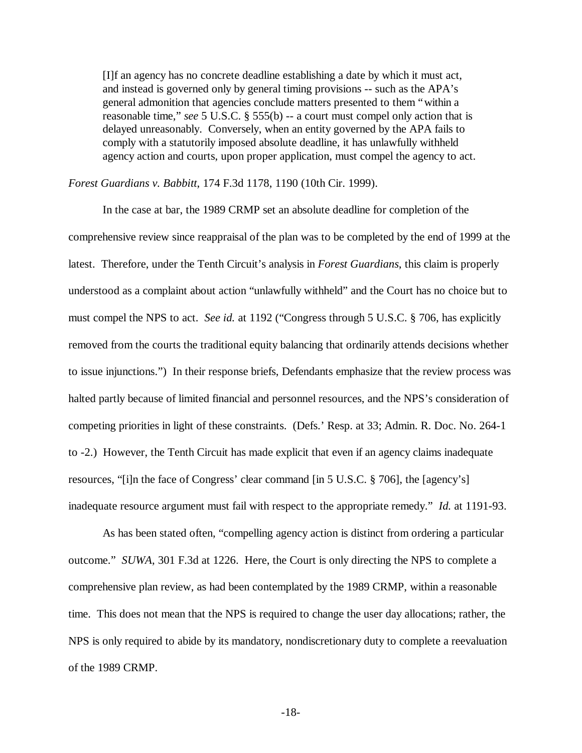> [I]f an agency has no concrete deadline establishing a date by which it must act, and instead is governed only by general timing provisions -- such as the APA's general admonition that agencies conclude matters presented to them "within a reasonable time," *see* 5 U.S.C. § 555(b) -- a court must compel only action that is delayed unreasonably. Conversely, when an entity governed by the APA fails to comply with a statutorily imposed absolute deadline, it has unlawfully withheld agency action and courts, upon proper application, must compel the agency to act.

*Forest Guardians v. Babbitt*, 174 F.3d 1178, 1190 (10th Cir. 1999).

In the case at bar, the 1989 CRMP set an absolute deadline for completion of the comprehensive review since reappraisal of the plan was to be completed by the end of 1999 at the latest. Therefore, under the Tenth Circuit's analysis in *Forest Guardians*, this claim is properly understood as a complaint about action "unlawfully withheld" and the Court has no choice but to must compel the NPS to act. *See id.* at 1192 ("Congress through 5 U.S.C. § 706, has explicitly removed from the courts the traditional equity balancing that ordinarily attends decisions whether to issue injunctions.") In their response briefs, Defendants emphasize that the review process was halted partly because of limited financial and personnel resources, and the NPS's consideration of competing priorities in light of these constraints. (Defs.' Resp. at 33; Admin. R. Doc. No. 264-1 to -2.) However, the Tenth Circuit has made explicit that even if an agency claims inadequate resources, "[i]n the face of Congress' clear command [in 5 U.S.C. § 706], the [agency's] inadequate resource argument must fail with respect to the appropriate remedy." *Id.* at 1191-93.

As has been stated often, "compelling agency action is distinct from ordering a particular outcome." *SUWA*, 301 F.3d at 1226. Here, the Court is only directing the NPS to complete a comprehensive plan review, as had been contemplated by the 1989 CRMP, within a reasonable time. This does not mean that the NPS is required to change the user day allocations; rather, the NPS is only required to abide by its mandatory, nondiscretionary duty to complete a reevaluation of the 1989 CRMP.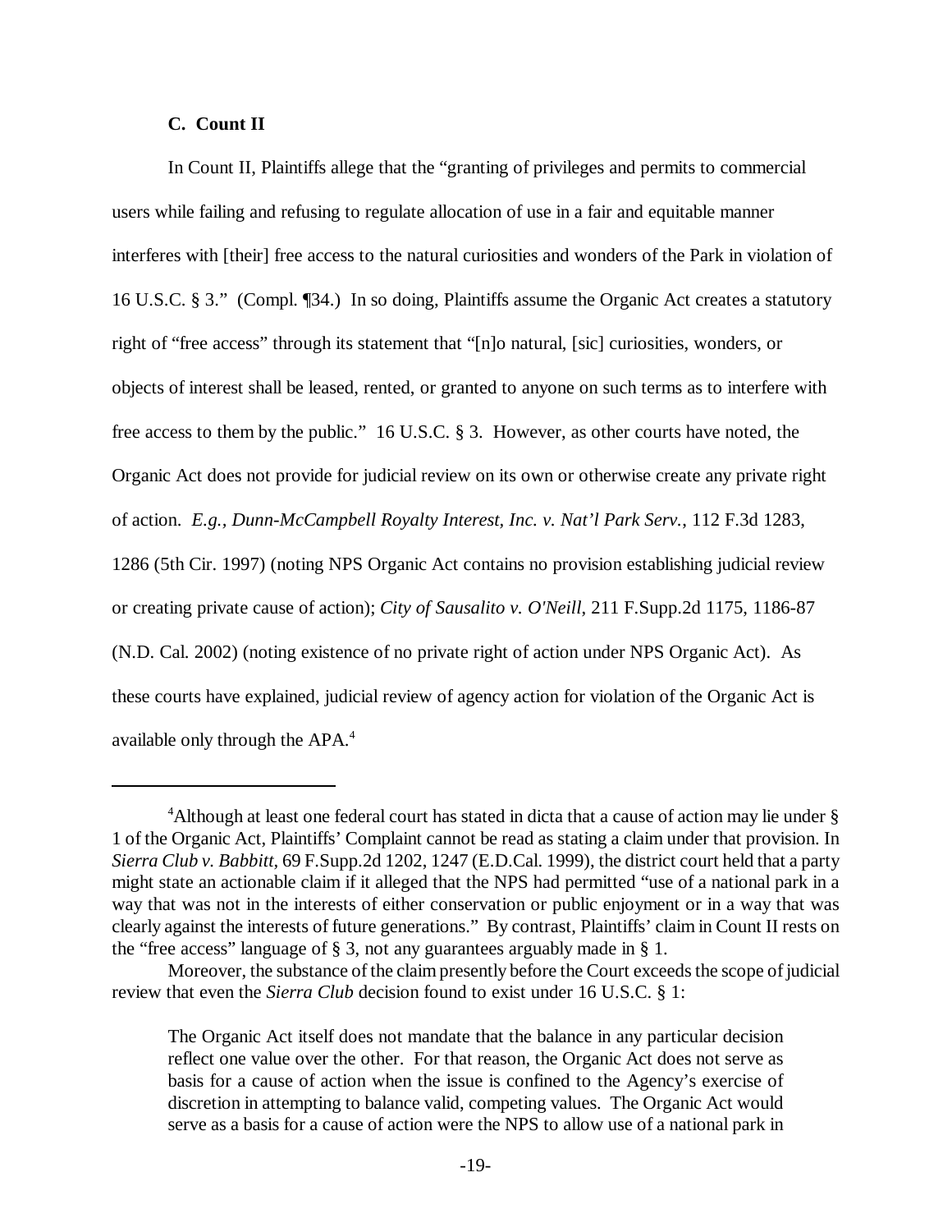### C. Count II

In Count II, Plaintiffs allege that the "granting of privileges and permits to commercial users while failing and refusing to regulate allocation of use in a fair and equitable manner interferes with [their] free access to the natural curiosities and wonders of the Park in violation of 16 U.S.C. § 3." (Compl. ¶34.) In so doing, Plaintiffs assume the Organic Act creates a statutory right of "free access" through its statement that "[n]o natural, [sic] curiosities, wonders, or objects of interest shall be leased, rented, or granted to anyone on such terms as to interfere with free access to them by the public." 16 U.S.C. § 3. However, as other courts have noted, the Organic Act does not provide for judicial review on its own or otherwise create any private right of action. *E.g., Dunn-McCampbell Royalty Interest, Inc. v. Nat'l Park Serv.*, 112 F.3d 1283, 1286 (5th Cir. 1997) (noting NPS Organic Act contains no provision establishing judicial review or creating private cause of action); *City of Sausalito v. O'Neill*, 211 F.Supp.2d 1175, 1186-87 (N.D. Cal. 2002) (noting existence of no private right of action under NPS Organic Act). As these courts have explained, judicial review of agency action for violation of the Organic Act is available only through the APA.[4]

---

[4]Although at least one federal court has stated in dicta that a cause of action may lie under § 1 of the Organic Act, Plaintiffs' Complaint cannot be read as stating a claim under that provision. In *Sierra Club v. Babbitt*, 69 F.Supp.2d 1202, 1247 (E.D.Cal. 1999), the district court held that a party might state an actionable claim if it alleged that the NPS had permitted "use of a national park in a way that was not in the interests of either conservation or public enjoyment or in a way that was clearly against the interests of future generations." By contrast, Plaintiffs' claim in Count II rests on the "free access" language of § 3, not any guarantees arguably made in § 1.

Moreover, the substance of the claim presently before the Court exceeds the scope of judicial review that even the *Sierra Club* decision found to exist under 16 U.S.C. § 1:

> The Organic Act itself does not mandate that the balance in any particular decision reflect one value over the other. For that reason, the Organic Act does not serve as basis for a cause of action when the issue is confined to the Agency's exercise of discretion in attempting to balance valid, competing values. The Organic Act would serve as a basis for a cause of action were the NPS to allow use of a national park in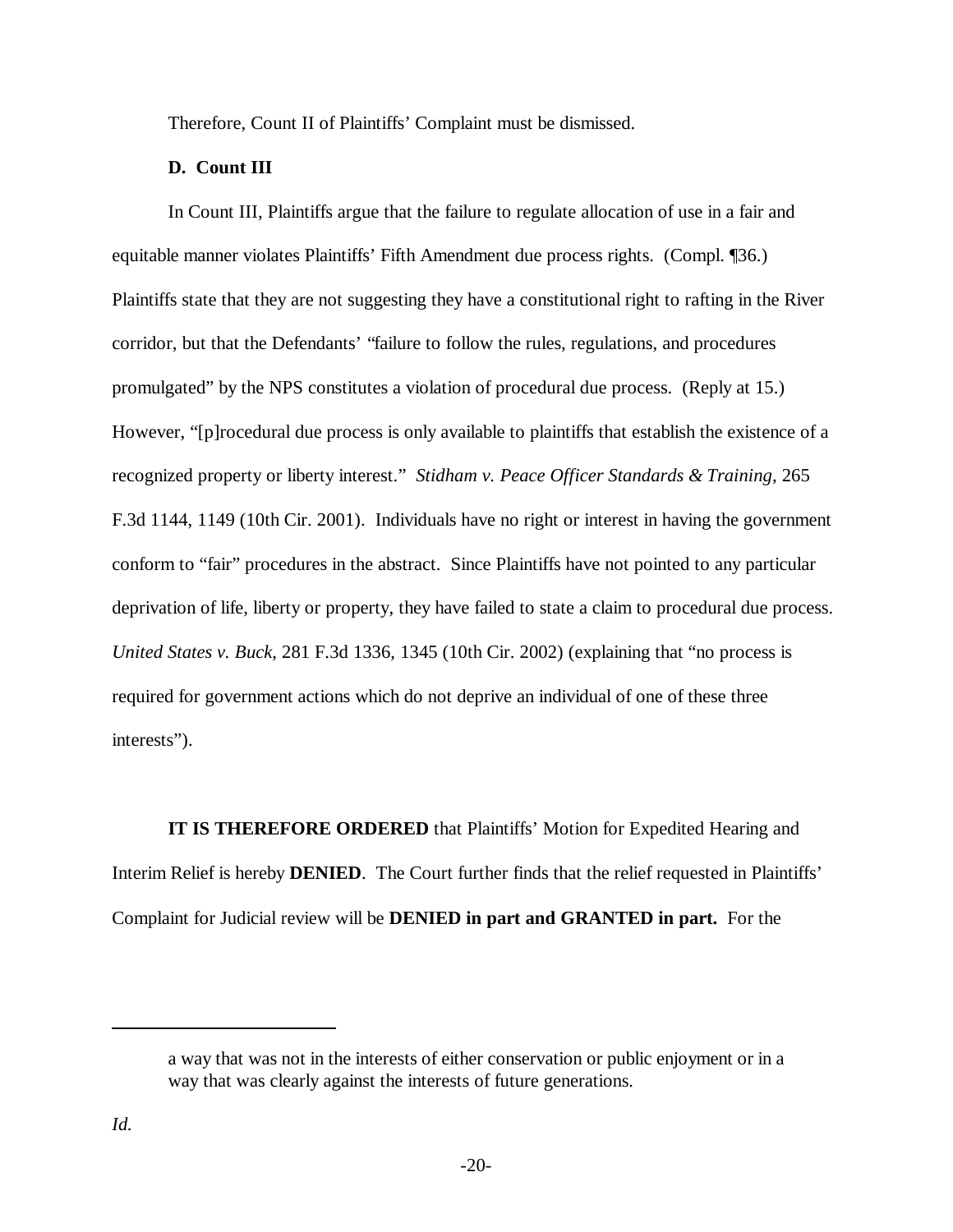Therefore, Count II of Plaintiffs' Complaint must be dismissed.

**D. Count III**

In Count III, Plaintiffs argue that the failure to regulate allocation of use in a fair and equitable manner violates Plaintiffs' Fifth Amendment due process rights. (Compl. ¶36.) Plaintiffs state that they are not suggesting they have a constitutional right to rafting in the River corridor, but that the Defendants' "failure to follow the rules, regulations, and procedures promulgated" by the NPS constitutes a violation of procedural due process. (Reply at 15.) However, "[p]rocedural due process is only available to plaintiffs that establish the existence of a recognized property or liberty interest." *Stidham v. Peace Officer Standards & Training*, 265 F.3d 1144, 1149 (10th Cir. 2001). Individuals have no right or interest in having the government conform to "fair" procedures in the abstract. Since Plaintiffs have not pointed to any particular deprivation of life, liberty or property, they have failed to state a claim to procedural due process. *United States v. Buck*, 281 F.3d 1336, 1345 (10th Cir. 2002) (explaining that "no process is required for government actions which do not deprive an individual of one of these three interests").

**IT IS THEREFORE ORDERED** that Plaintiffs' Motion for Expedited Hearing and Interim Relief is hereby **DENIED**. The Court further finds that the relief requested in Plaintiffs' Complaint for Judicial review will be **DENIED in part and GRANTED in part.** For the

---

a way that was not in the interests of either conservation or public enjoyment or in a way that was clearly against the interests of future generations.

*Id.*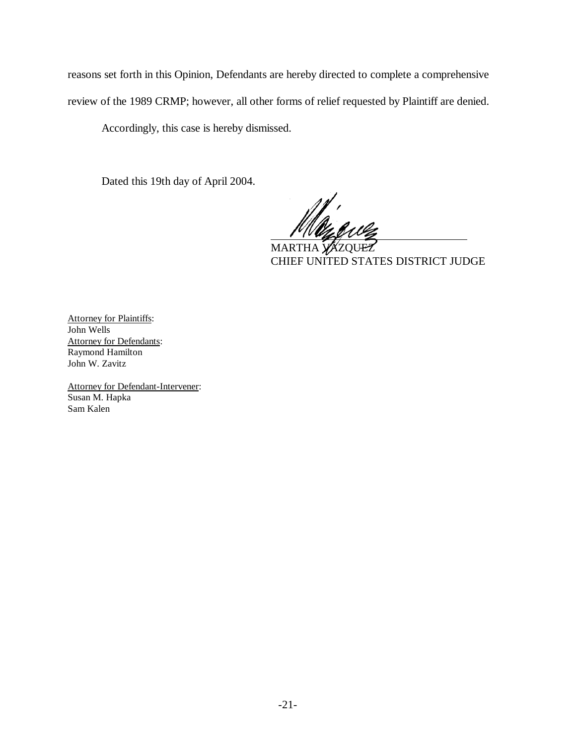reasons set forth in this Opinion, Defendants are hereby directed to complete a comprehensive review of the 1989 CRMP; however, all other forms of relief requested by Plaintiff are denied.

Accordingly, this case is hereby dismissed.

Dated this 19th day of April 2004.

MARTHA VÁZQUEZ
CHIEF UNITED STATES DISTRICT JUDGE

Attorney for Plaintiffs:
John Wells
Attorney for Defendants:
Raymond Hamilton
John W. Zavitz

Attorney for Defendant-Intervener:
Susan M. Hapka
Sam Kalen